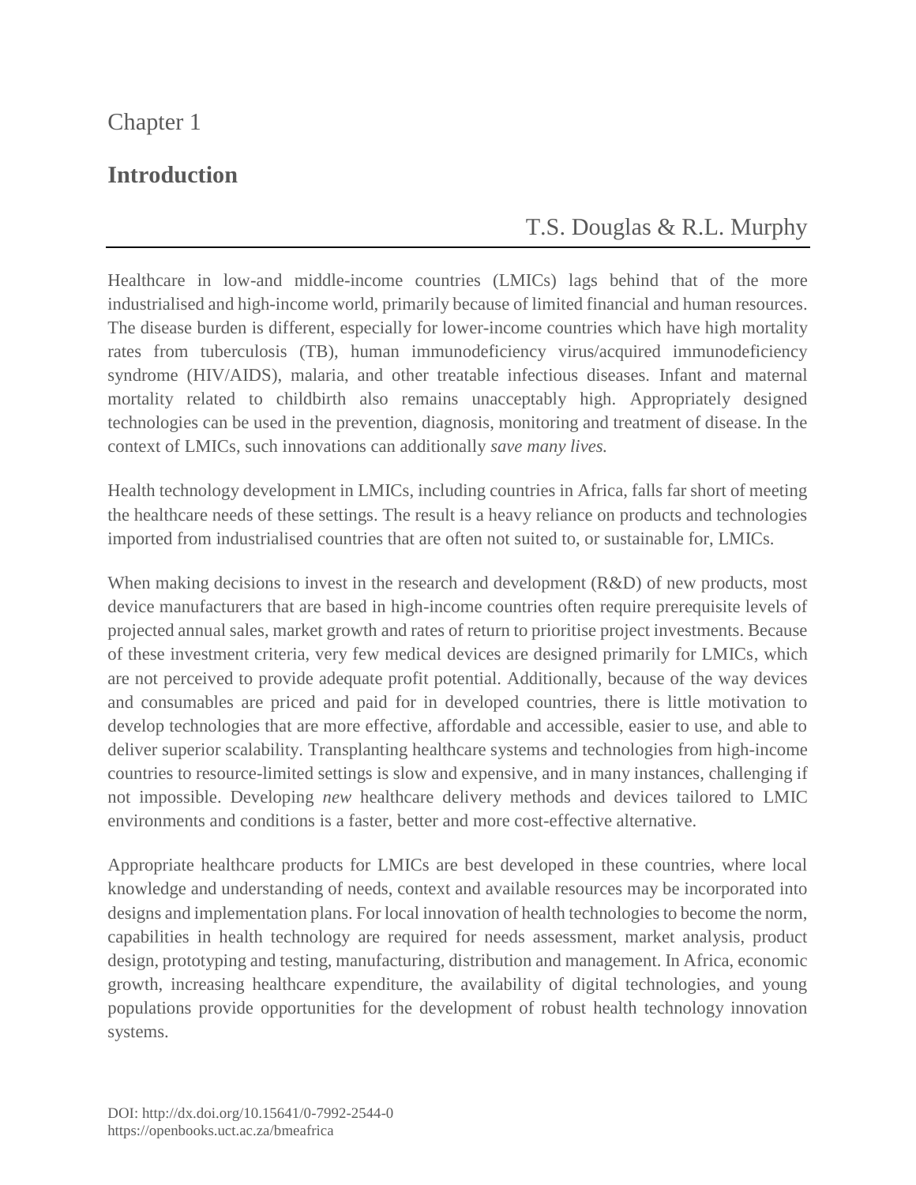Chapter 1

# Introduction

T.S. Douglas & R.L. Murphy

---

Healthcare in low-and middle-income countries (LMICs) lags behind that of the more industrialised and high-income world, primarily because of limited financial and human resources. The disease burden is different, especially for lower-income countries which have high mortality rates from tuberculosis (TB), human immunodeficiency virus/acquired immunodeficiency syndrome (HIV/AIDS), malaria, and other treatable infectious diseases. Infant and maternal mortality related to childbirth also remains unacceptably high. Appropriately designed technologies can be used in the prevention, diagnosis, monitoring and treatment of disease. In the context of LMICs, such innovations can additionally *save many lives.*

Health technology development in LMICs, including countries in Africa, falls far short of meeting the healthcare needs of these settings. The result is a heavy reliance on products and technologies imported from industrialised countries that are often not suited to, or sustainable for, LMICs.

When making decisions to invest in the research and development (R&D) of new products, most device manufacturers that are based in high-income countries often require prerequisite levels of projected annual sales, market growth and rates of return to prioritise project investments. Because of these investment criteria, very few medical devices are designed primarily for LMICs, which are not perceived to provide adequate profit potential. Additionally, because of the way devices and consumables are priced and paid for in developed countries, there is little motivation to develop technologies that are more effective, affordable and accessible, easier to use, and able to deliver superior scalability. Transplanting healthcare systems and technologies from high-income countries to resource-limited settings is slow and expensive, and in many instances, challenging if not impossible. Developing *new* healthcare delivery methods and devices tailored to LMIC environments and conditions is a faster, better and more cost-effective alternative.

Appropriate healthcare products for LMICs are best developed in these countries, where local knowledge and understanding of needs, context and available resources may be incorporated into designs and implementation plans. For local innovation of health technologies to become the norm, capabilities in health technology are required for needs assessment, market analysis, product design, prototyping and testing, manufacturing, distribution and management. In Africa, economic growth, increasing healthcare expenditure, the availability of digital technologies, and young populations provide opportunities for the development of robust health technology innovation systems.

DOI: http://dx.doi.org/10.15641/0-7992-2544-0
https://openbooks.uct.ac.za/bmeafrica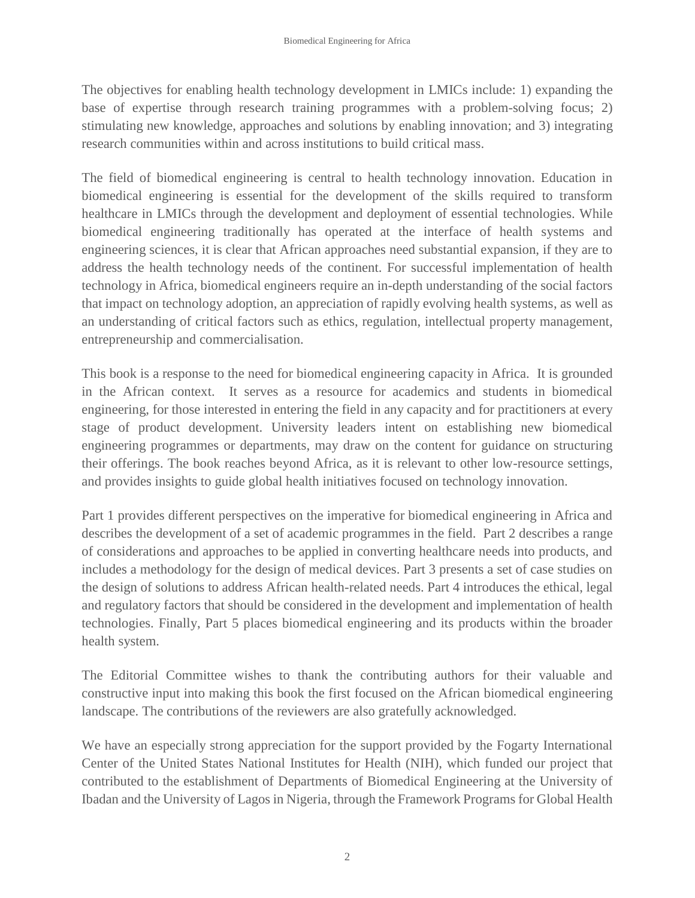The objectives for enabling health technology development in LMICs include: 1) expanding the base of expertise through research training programmes with a problem-solving focus; 2) stimulating new knowledge, approaches and solutions by enabling innovation; and 3) integrating research communities within and across institutions to build critical mass.

The field of biomedical engineering is central to health technology innovation. Education in biomedical engineering is essential for the development of the skills required to transform healthcare in LMICs through the development and deployment of essential technologies. While biomedical engineering traditionally has operated at the interface of health systems and engineering sciences, it is clear that African approaches need substantial expansion, if they are to address the health technology needs of the continent. For successful implementation of health technology in Africa, biomedical engineers require an in-depth understanding of the social factors that impact on technology adoption, an appreciation of rapidly evolving health systems, as well as an understanding of critical factors such as ethics, regulation, intellectual property management, entrepreneurship and commercialisation.

This book is a response to the need for biomedical engineering capacity in Africa. It is grounded in the African context. It serves as a resource for academics and students in biomedical engineering, for those interested in entering the field in any capacity and for practitioners at every stage of product development. University leaders intent on establishing new biomedical engineering programmes or departments, may draw on the content for guidance on structuring their offerings. The book reaches beyond Africa, as it is relevant to other low-resource settings, and provides insights to guide global health initiatives focused on technology innovation.

Part 1 provides different perspectives on the imperative for biomedical engineering in Africa and describes the development of a set of academic programmes in the field. Part 2 describes a range of considerations and approaches to be applied in converting healthcare needs into products, and includes a methodology for the design of medical devices. Part 3 presents a set of case studies on the design of solutions to address African health-related needs. Part 4 introduces the ethical, legal and regulatory factors that should be considered in the development and implementation of health technologies. Finally, Part 5 places biomedical engineering and its products within the broader health system.

The Editorial Committee wishes to thank the contributing authors for their valuable and constructive input into making this book the first focused on the African biomedical engineering landscape. The contributions of the reviewers are also gratefully acknowledged.

We have an especially strong appreciation for the support provided by the Fogarty International Center of the United States National Institutes for Health (NIH), which funded our project that contributed to the establishment of Departments of Biomedical Engineering at the University of Ibadan and the University of Lagos in Nigeria, through the Framework Programs for Global Health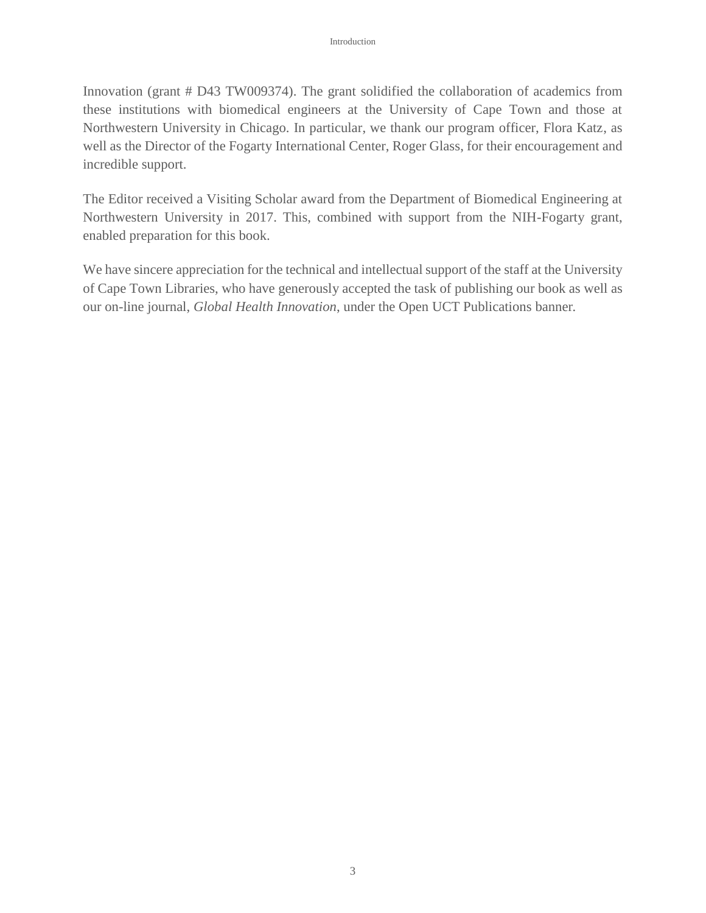Innovation (grant # D43 TW009374). The grant solidified the collaboration of academics from these institutions with biomedical engineers at the University of Cape Town and those at Northwestern University in Chicago. In particular, we thank our program officer, Flora Katz, as well as the Director of the Fogarty International Center, Roger Glass, for their encouragement and incredible support.

The Editor received a Visiting Scholar award from the Department of Biomedical Engineering at Northwestern University in 2017. This, combined with support from the NIH-Fogarty grant, enabled preparation for this book.

We have sincere appreciation for the technical and intellectual support of the staff at the University of Cape Town Libraries, who have generously accepted the task of publishing our book as well as our on-line journal, *Global Health Innovation*, under the Open UCT Publications banner.